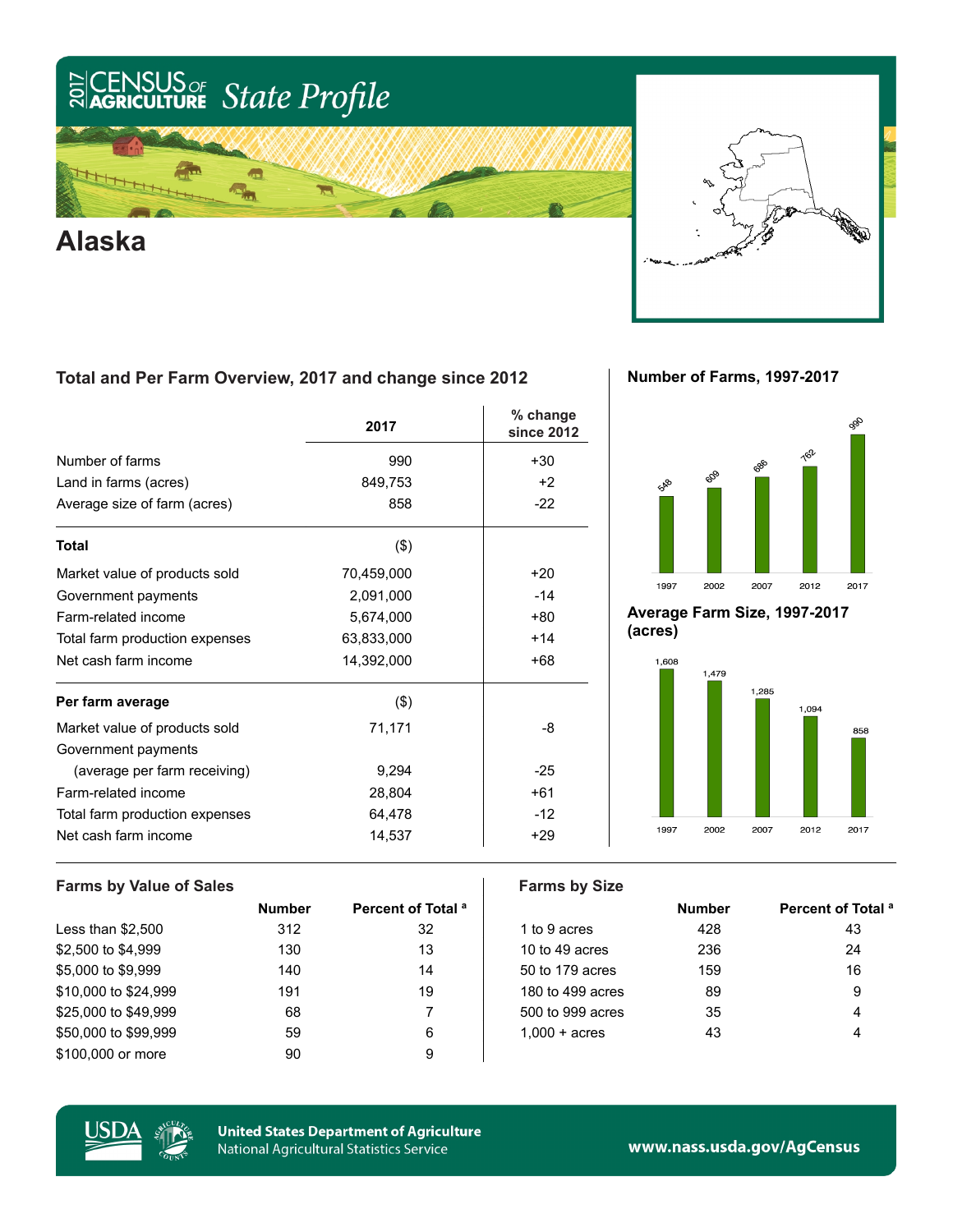# 2017 Census of Agriculture State Profile

# Alaska

## Total and Per Farm Overview, 2017 and change since 2012

| | 2017 | % change since 2012 |
|---|---|---|
| Number of farms | 990 | +30 |
| Land in farms (acres) | 849,753 | +2 |
| Average size of farm (acres) | 858 | -22 |
| **Total** | ($) | |
| Market value of products sold | 70,459,000 | +20 |
| Government payments | 2,091,000 | -14 |
| Farm-related income | 5,674,000 | +80 |
| Total farm production expenses | 63,833,000 | +14 |
| Net cash farm income | 14,392,000 | +68 |
| **Per farm average** | ($) | |
| Market value of products sold | 71,171 | -8 |
| Government payments (average per farm receiving) | 9,294 | -25 |
| Farm-related income | 28,804 | +61 |
| Total farm production expenses | 64,478 | -12 |
| Net cash farm income | 14,537 | +29 |

## Number of Farms, 1997-2017

| 1997 | 2002 | 2007 | 2012 | 2017 |
|---|---|---|---|---|
| 548 | 609 | 686 | 762 | 990 |

## Average Farm Size, 1997-2017 (acres)

| 1997 | 2002 | 2007 | 2012 | 2017 |
|---|---|---|---|---|
| 1,608 | 1,479 | 1,285 | 1,094 | 858 |

## Farms by Value of Sales

| | Number | Percent of Total [a] |
|---|---|---|
| Less than $2,500 | 312 | 32 |
| $2,500 to $4,999 | 130 | 13 |
| $5,000 to $9,999 | 140 | 14 |
| $10,000 to $24,999 | 191 | 19 |
| $25,000 to $49,999 | 68 | 7 |
| $50,000 to $99,999 | 59 | 6 |
| $100,000 or more | 90 | 9 |

## Farms by Size

| | Number | Percent of Total [a] |
|---|---|---|
| 1 to 9 acres | 428 | 43 |
| 10 to 49 acres | 236 | 24 |
| 50 to 179 acres | 159 | 16 |
| 180 to 499 acres | 89 | 9 |
| 500 to 999 acres | 35 | 4 |
| 1,000 + acres | 43 | 4 |

United States Department of Agriculture
National Agricultural Statistics Service

www.nass.usda.gov/AgCensus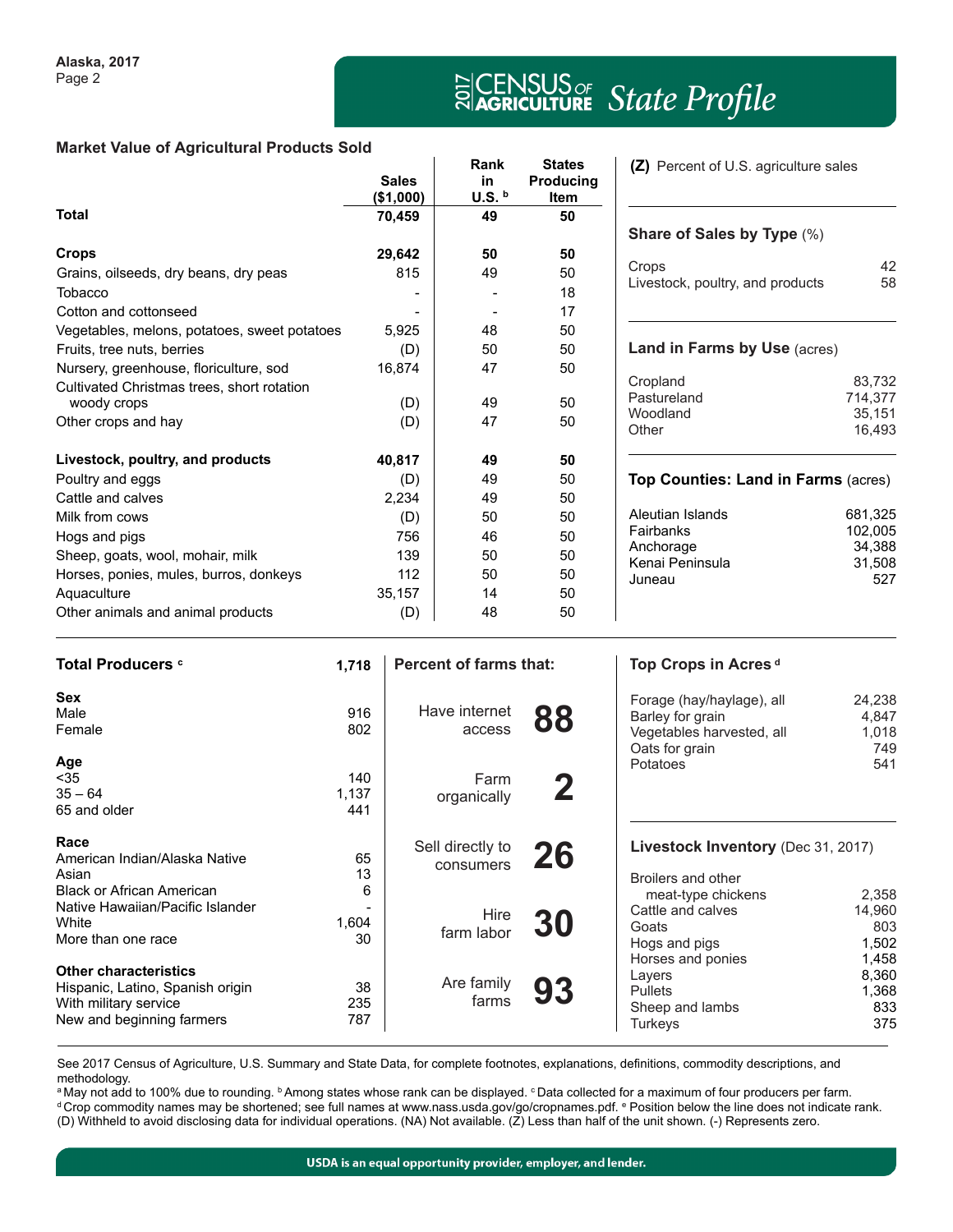# 2017 Census of Agriculture State Profile

## Market Value of Agricultural Products Sold

| | Sales ($1,000) | Rank in U.S. [b] | States Producing Item |
|---|---|---|---|
| **Total** | **70,459** | **49** | **50** |
| **Crops** | **29,642** | **50** | **50** |
| Grains, oilseeds, dry beans, dry peas | 815 | 49 | 50 |
| Tobacco | - | - | 18 |
| Cotton and cottonseed | - | - | 17 |
| Vegetables, melons, potatoes, sweet potatoes | 5,925 | 48 | 50 |
| Fruits, tree nuts, berries | (D) | 50 | 50 |
| Nursery, greenhouse, floriculture, sod | 16,874 | 47 | 50 |
| Cultivated Christmas trees, short rotation woody crops | (D) | 49 | 50 |
| Other crops and hay | (D) | 47 | 50 |
| **Livestock, poultry, and products** | **40,817** | **49** | **50** |
| Poultry and eggs | (D) | 49 | 50 |
| Cattle and calves | 2,234 | 49 | 50 |
| Milk from cows | (D) | 50 | 50 |
| Hogs and pigs | 756 | 46 | 50 |
| Sheep, goats, wool, mohair, milk | 139 | 50 | 50 |
| Horses, ponies, mules, burros, donkeys | 112 | 50 | 50 |
| Aquaculture | 35,157 | 14 | 50 |
| Other animals and animal products | (D) | 48 | 50 |

**(Z)** Percent of U.S. agriculture sales

### Share of Sales by Type (%)

| | |
|---|---|
| Crops | 42 |
| Livestock, poultry, and products | 58 |

### Land in Farms by Use (acres)

| | |
|---|---|
| Cropland | 83,732 |
| Pastureland | 714,377 |
| Woodland | 35,151 |
| Other | 16,493 |

### Top Counties: Land in Farms (acres)

| | |
|---|---|
| Aleutian Islands | 681,325 |
| Fairbanks | 102,005 |
| Anchorage | 34,388 |
| Kenai Peninsula | 31,508 |
| Juneau | 527 |

## Total Producers [c] 1,718

| | |
|---|---|
| **Sex** | |
| Male | 916 |
| Female | 802 |
| **Age** | |
| <35 | 140 |
| 35 – 64 | 1,137 |
| 65 and older | 441 |
| **Race** | |
| American Indian/Alaska Native | 65 |
| Asian | 13 |
| Black or African American | 6 |
| Native Hawaiian/Pacific Islander | - |
| White | 1,604 |
| More than one race | 30 |
| **Other characteristics** | |
| Hispanic, Latino, Spanish origin | 38 |
| With military service | 235 |
| New and beginning farmers | 787 |

### Percent of farms that:

| | |
|---|---|
| Have internet access | 88 |
| Farm organically | 2 |
| Sell directly to consumers | 26 |
| Hire farm labor | 30 |
| Are family farms | 93 |

### Top Crops in Acres [d]

| | |
|---|---|
| Forage (hay/haylage), all | 24,238 |
| Barley for grain | 4,847 |
| Vegetables harvested, all | 1,018 |
| Oats for grain | 749 |
| Potatoes | 541 |

### Livestock Inventory (Dec 31, 2017)

| | |
|---|---|
| Broilers and other meat-type chickens | 2,358 |
| Cattle and calves | 14,960 |
| Goats | 803 |
| Hogs and pigs | 1,502 |
| Horses and ponies | 1,458 |
| Layers | 8,360 |
| Pullets | 1,368 |
| Sheep and lambs | 833 |
| Turkeys | 375 |

See 2017 Census of Agriculture, U.S. Summary and State Data, for complete footnotes, explanations, definitions, commodity descriptions, and methodology.

[a] May not add to 100% due to rounding. [b] Among states whose rank can be displayed. [c] Data collected for a maximum of four producers per farm.
[d] Crop commodity names may be shortened; see full names at www.nass.usda.gov/go/cropnames.pdf. [e] Position below the line does not indicate rank.
(D) Withheld to avoid disclosing data for individual operations. (NA) Not available. (Z) Less than half of the unit shown. (-) Represents zero.

USDA is an equal opportunity provider, employer, and lender.